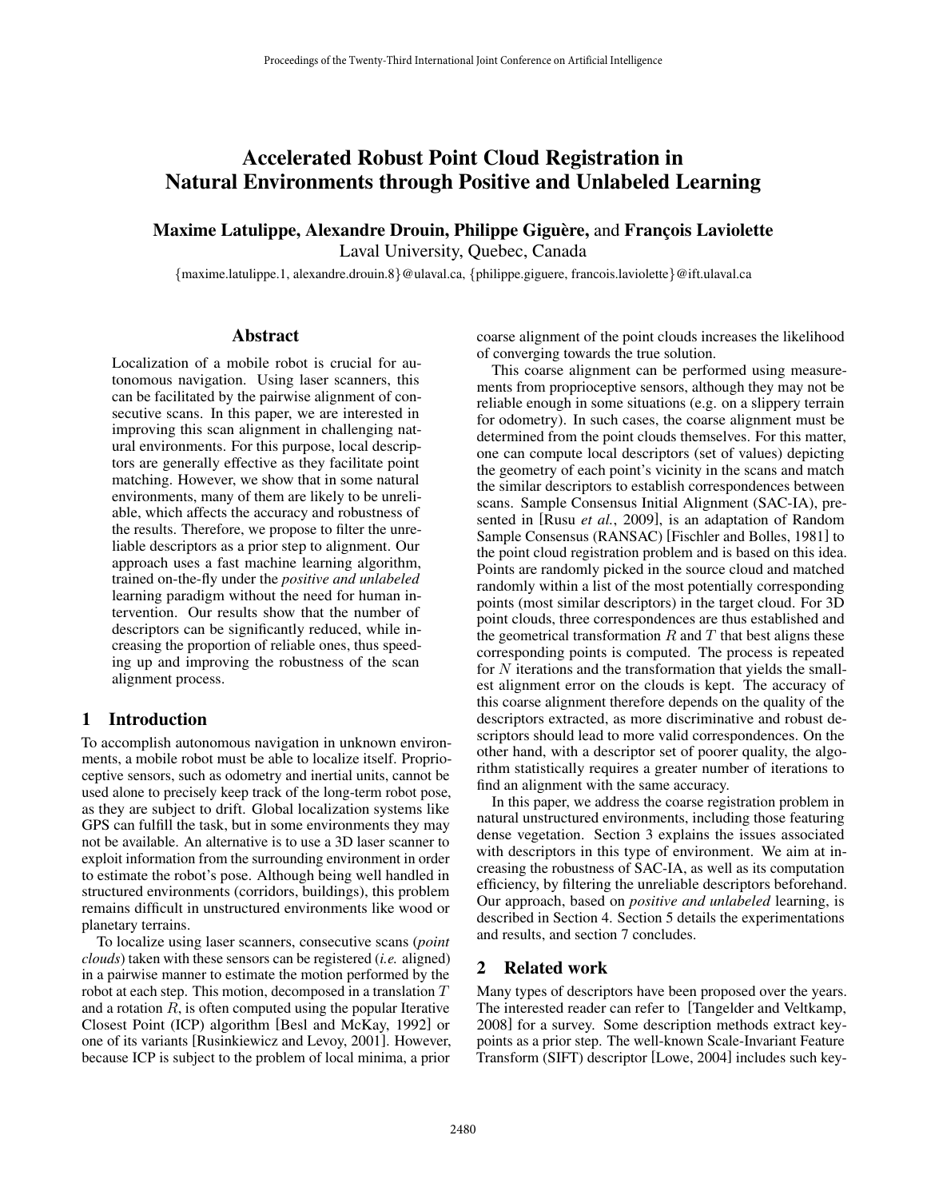# Accelerated Robust Point Cloud Registration in Natural Environments through Positive and Unlabeled Learning

**Maxime Latulippe, Alexandre Drouin, Philippe Giguère,** and **François Laviolette**
Laval University, Quebec, Canada
{maxime.latulippe.1, alexandre.drouin.8}@ulaval.ca, {philippe.giguere, francois.laviolette}@ift.ulaval.ca

## Abstract

Localization of a mobile robot is crucial for autonomous navigation. Using laser scanners, this can be facilitated by the pairwise alignment of consecutive scans. In this paper, we are interested in improving this scan alignment in challenging natural environments. For this purpose, local descriptors are generally effective as they facilitate point matching. However, we show that in some natural environments, many of them are likely to be unreliable, which affects the accuracy and robustness of the results. Therefore, we propose to filter the unreliable descriptors as a prior step to alignment. Our approach uses a fast machine learning algorithm, trained on-the-fly under the *positive and unlabeled* learning paradigm without the need for human intervention. Our results show that the number of descriptors can be significantly reduced, while increasing the proportion of reliable ones, thus speeding up and improving the robustness of the scan alignment process.

## 1 Introduction

To accomplish autonomous navigation in unknown environments, a mobile robot must be able to localize itself. Proprioceptive sensors, such as odometry and inertial units, cannot be used alone to precisely keep track of the long-term robot pose, as they are subject to drift. Global localization systems like GPS can fulfill the task, but in some environments they may not be available. An alternative is to use a 3D laser scanner to exploit information from the surrounding environment in order to estimate the robot's pose. Although being well handled in structured environments (corridors, buildings), this problem remains difficult in unstructured environments like wood or planetary terrains.

To localize using laser scanners, consecutive scans (*point clouds*) taken with these sensors can be registered (*i.e.* aligned) in a pairwise manner to estimate the motion performed by the robot at each step. This motion, decomposed in a translation $T$ and a rotation $R$, is often computed using the popular Iterative Closest Point (ICP) algorithm [Besl and McKay, 1992] or one of its variants [Rusinkiewicz and Levoy, 2001]. However, because ICP is subject to the problem of local minima, a prior coarse alignment of the point clouds increases the likelihood of converging towards the true solution.

This coarse alignment can be performed using measurements from proprioceptive sensors, although they may not be reliable enough in some situations (e.g. on a slippery terrain for odometry). In such cases, the coarse alignment must be determined from the point clouds themselves. For this matter, one can compute local descriptors (set of values) depicting the geometry of each point's vicinity in the scans and match the similar descriptors to establish correspondences between scans. Sample Consensus Initial Alignment (SAC-IA), presented in [Rusu *et al.*, 2009], is an adaptation of Random Sample Consensus (RANSAC) [Fischler and Bolles, 1981] to the point cloud registration problem and is based on this idea. Points are randomly picked in the source cloud and matched randomly within a list of the most potentially corresponding points (most similar descriptors) in the target cloud. For 3D point clouds, three correspondences are thus established and the geometrical transformation $R$ and $T$ that best aligns these corresponding points is computed. The process is repeated for $N$ iterations and the transformation that yields the smallest alignment error on the clouds is kept. The accuracy of this coarse alignment therefore depends on the quality of the descriptors extracted, as more discriminative and robust descriptors should lead to more valid correspondences. On the other hand, with a descriptor set of poorer quality, the algorithm statistically requires a greater number of iterations to find an alignment with the same accuracy.

In this paper, we address the coarse registration problem in natural unstructured environments, including those featuring dense vegetation. Section 3 explains the issues associated with descriptors in this type of environment. We aim at increasing the robustness of SAC-IA, as well as its computation efficiency, by filtering the unreliable descriptors beforehand. Our approach, based on *positive and unlabeled* learning, is described in Section 4. Section 5 details the experimentations and results, and section 7 concludes.

## 2 Related work

Many types of descriptors have been proposed over the years. The interested reader can refer to [Tangelder and Veltkamp, 2008] for a survey. Some description methods extract keypoints as a prior step. The well-known Scale-Invariant Feature Transform (SIFT) descriptor [Lowe, 2004] includes such key-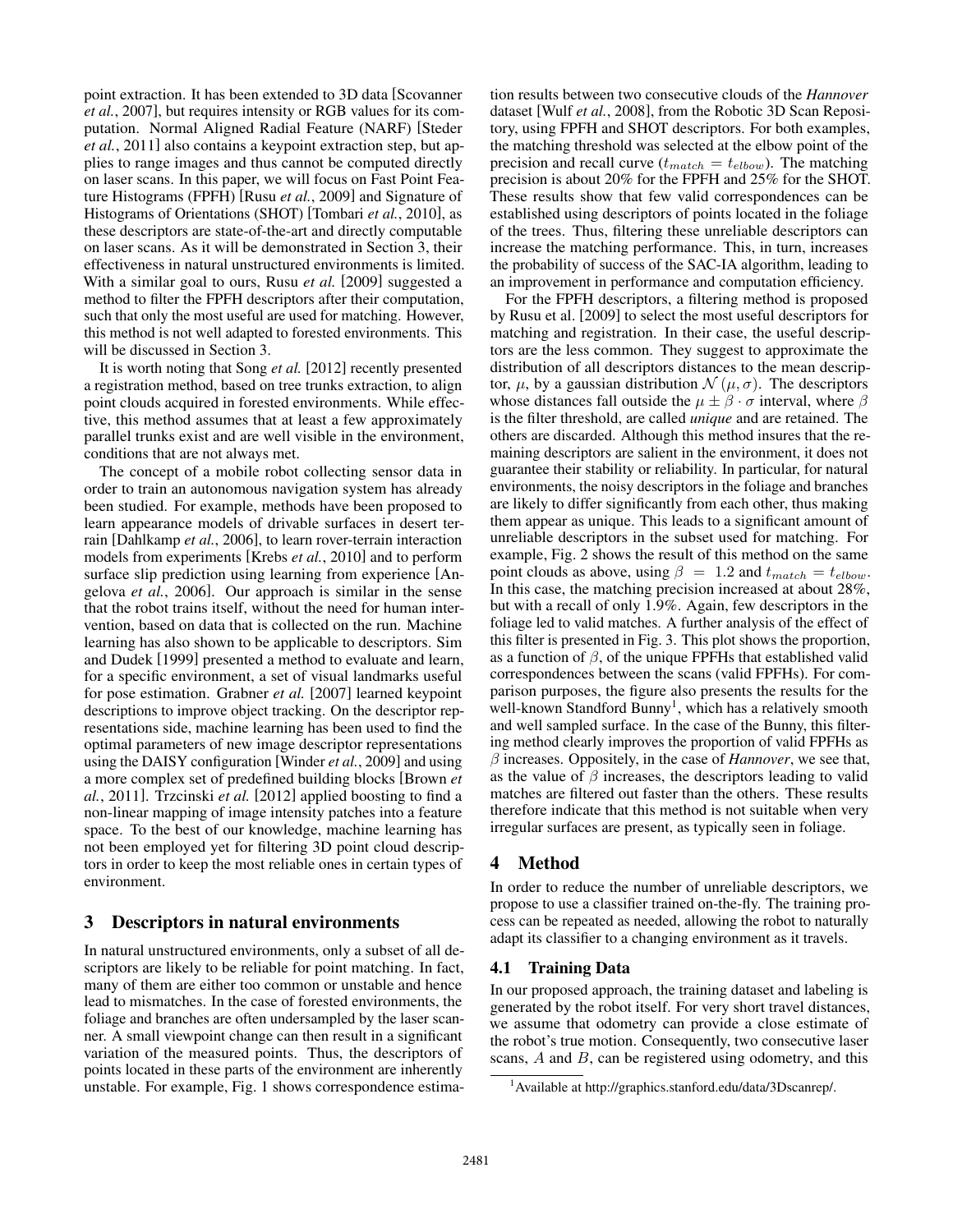point extraction. It has been extended to 3D data [Scovanner *et al.*, 2007], but requires intensity or RGB values for its computation. Normal Aligned Radial Feature (NARF) [Steder *et al.*, 2011] also contains a keypoint extraction step, but applies to range images and thus cannot be computed directly on laser scans. In this paper, we will focus on Fast Point Feature Histograms (FPFH) [Rusu *et al.*, 2009] and Signature of Histograms of Orientations (SHOT) [Tombari *et al.*, 2010], as these descriptors are state-of-the-art and directly computable on laser scans. As it will be demonstrated in Section 3, their effectiveness in natural unstructured environments is limited. With a similar goal to ours, Rusu *et al.* [2009] suggested a method to filter the FPFH descriptors after their computation, such that only the most useful are used for matching. However, this method is not well adapted to forested environments. This will be discussed in Section 3.

It is worth noting that Song *et al.* [2012] recently presented a registration method, based on tree trunks extraction, to align point clouds acquired in forested environments. While effective, this method assumes that at least a few approximately parallel trunks exist and are well visible in the environment, conditions that are not always met.

The concept of a mobile robot collecting sensor data in order to train an autonomous navigation system has already been studied. For example, methods have been proposed to learn appearance models of drivable surfaces in desert terrain [Dahlkamp *et al.*, 2006], to learn rover-terrain interaction models from experiments [Krebs *et al.*, 2010] and to perform surface slip prediction using learning from experience [Angelova *et al.*, 2006]. Our approach is similar in the sense that the robot trains itself, without the need for human intervention, based on data that is collected on the run. Machine learning has also shown to be applicable to descriptors. Sim and Dudek [1999] presented a method to evaluate and learn, for a specific environment, a set of visual landmarks useful for pose estimation. Grabner *et al.* [2007] learned keypoint descriptions to improve object tracking. On the descriptor representations side, machine learning has been used to find the optimal parameters of new image descriptor representations using the DAISY configuration [Winder *et al.*, 2009] and using a more complex set of predefined building blocks [Brown *et al.*, 2011]. Trzcinski *et al.* [2012] applied boosting to find a non-linear mapping of image intensity patches into a feature space. To the best of our knowledge, machine learning has not been employed yet for filtering 3D point cloud descriptors in order to keep the most reliable ones in certain types of environment.

## 3 Descriptors in natural environments

In natural unstructured environments, only a subset of all descriptors are likely to be reliable for point matching. In fact, many of them are either too common or unstable and hence lead to mismatches. In the case of forested environments, the foliage and branches are often undersampled by the laser scanner. A small viewpoint change can then result in a significant variation of the measured points. Thus, the descriptors of points located in these parts of the environment are inherently unstable. For example, Fig. 1 shows correspondence estimation results between two consecutive clouds of the *Hannover* dataset [Wulf *et al.*, 2008], from the Robotic 3D Scan Repository, using FPFH and SHOT descriptors. For both examples, the matching threshold was selected at the elbow point of the precision and recall curve ($t_{match} = t_{elbow}$). The matching precision is about 20% for the FPFH and 25% for the SHOT. These results show that few valid correspondences can be established using descriptors of points located in the foliage of the trees. Thus, filtering these unreliable descriptors can increase the matching performance. This, in turn, increases the probability of success of the SAC-IA algorithm, leading to an improvement in performance and computation efficiency.

For the FPFH descriptors, a filtering method is proposed by Rusu et al. [2009] to select the most useful descriptors for matching and registration. In their case, the useful descriptors are the less common. They suggest to approximate the distribution of all descriptors distances to the mean descriptor, $\mu$, by a gaussian distribution $\mathcal{N}(\mu, \sigma)$. The descriptors whose distances fall outside the $\mu \pm \beta \cdot \sigma$ interval, where $\beta$ is the filter threshold, are called ***unique*** and are retained. The others are discarded. Although this method insures that the remaining descriptors are salient in the environment, it does not guarantee their stability or reliability. In particular, for natural environments, the noisy descriptors in the foliage and branches are likely to differ significantly from each other, thus making them appear as unique. This leads to a significant amount of unreliable descriptors in the subset used for matching. For example, Fig. 2 shows the result of this method on the same point clouds as above, using $\beta = 1.2$ and $t_{match} = t_{elbow}$. In this case, the matching precision increased at about 28%, but with a recall of only 1.9%. Again, few descriptors in the foliage led to valid matches. A further analysis of the effect of this filter is presented in Fig. 3. This plot shows the proportion, as a function of $\beta$, of the unique FPFHs that established valid correspondences between the scans (valid FPFHs). For comparison purposes, the figure also presents the results for the well-known Standford Bunny[1], which has a relatively smooth and well sampled surface. In the case of the Bunny, this filtering method clearly improves the proportion of valid FPFHs as $\beta$ increases. Oppositely, in the case of *Hannover*, we see that, as the value of $\beta$ increases, the descriptors leading to valid matches are filtered out faster than the others. These results therefore indicate that this method is not suitable when very irregular surfaces are present, as typically seen in foliage.

## 4 Method

In order to reduce the number of unreliable descriptors, we propose to use a classifier trained on-the-fly. The training process can be repeated as needed, allowing the robot to naturally adapt its classifier to a changing environment as it travels.

### 4.1 Training Data

In our proposed approach, the training dataset and labeling is generated by the robot itself. For very short travel distances, we assume that odometry can provide a close estimate of the robot's true motion. Consequently, two consecutive laser scans, $A$ and $B$, can be registered using odometry, and this

[1] Available at http://graphics.stanford.edu/data/3Dscanrep/.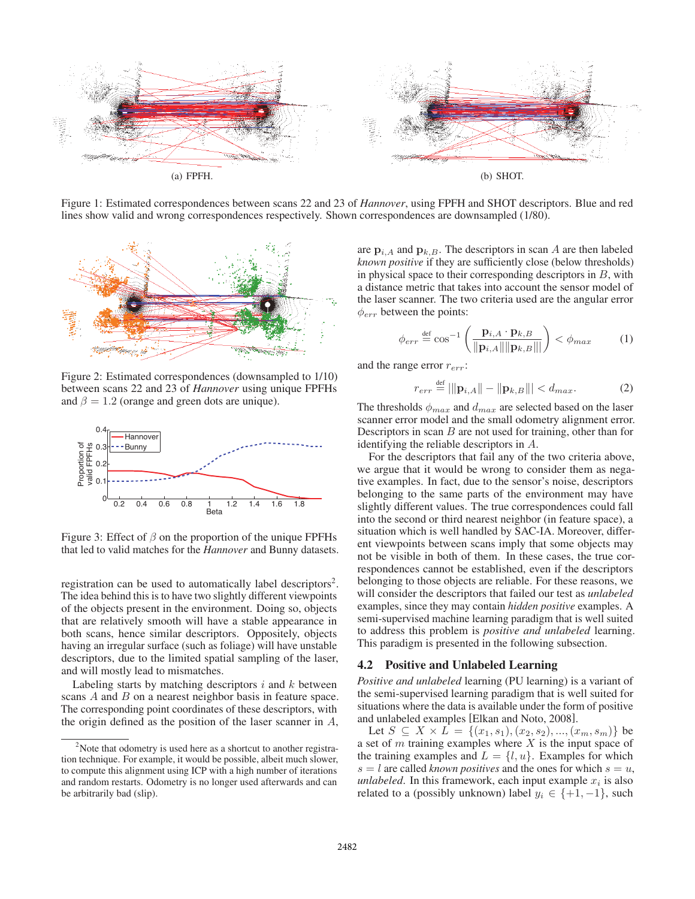(a) FPFH.

(b) SHOT.

Figure 1: Estimated correspondences between scans 22 and 23 of *Hannover*, using FPFH and SHOT descriptors. Blue and red lines show valid and wrong correspondences respectively. Shown correspondences are downsampled (1/80).

Figure 2: Estimated correspondences (downsampled to 1/10) between scans 22 and 23 of *Hannover* using unique FPFHs and $\beta = 1.2$ (orange and green dots are unique).

Figure 3: Effect of $\beta$ on the proportion of the unique FPFHs that led to valid matches for the *Hannover* and Bunny datasets.

registration can be used to automatically label descriptors[2]. The idea behind this is to have two slightly different viewpoints of the objects present in the environment. Doing so, objects that are relatively smooth will have a stable appearance in both scans, hence similar descriptors. Oppositely, objects having an irregular surface (such as foliage) will have unstable descriptors, due to the limited spatial sampling of the laser, and will mostly lead to mismatches.

Labeling starts by matching descriptors $i$ and $k$ between scans $A$ and $B$ on a nearest neighbor basis in feature space. The corresponding point coordinates of these descriptors, with the origin defined as the position of the laser scanner in $A$, are $\mathbf{p}_{i,A}$ and $\mathbf{p}_{k,B}$. The descriptors in scan $A$ are then labeled *known positive* if they are sufficiently close (below thresholds) in physical space to their corresponding descriptors in $B$, with a distance metric that takes into account the sensor model of the laser scanner. The two criteria used are the angular error $\phi_{err}$ between the points:

$$\phi_{err} \overset{\text{def}}{=} \cos^{-1}\left(\frac{\mathbf{p}_{i,A} \cdot \mathbf{p}_{k,B}}{\|\mathbf{p}_{i,A}\|\|\mathbf{p}_{k,B}\|}\right) < \phi_{max} \tag{1}$$

and the range error $r_{err}$:

$$r_{err} \overset{\text{def}}{=} |\|\mathbf{p}_{i,A}\| - \|\mathbf{p}_{k,B}\|| < d_{max}. \tag{2}$$

The thresholds $\phi_{max}$ and $d_{max}$ are selected based on the laser scanner error model and the small odometry alignment error. Descriptors in scan $B$ are not used for training, other than for identifying the reliable descriptors in $A$.

For the descriptors that fail any of the two criteria above, we argue that it would be wrong to consider them as negative examples. In fact, due to the sensor's noise, descriptors belonging to the same parts of the environment may have slightly different values. The true correspondences could fall into the second or third nearest neighbor (in feature space), a situation which is well handled by SAC-IA. Moreover, different viewpoints between scans imply that some objects may not be visible in both of them. In these cases, the true correspondences cannot be established, even if the descriptors belonging to those objects are reliable. For these reasons, we will consider the descriptors that failed our test as *unlabeled* examples, since they may contain *hidden positive* examples. A semi-supervised machine learning paradigm that is well suited to address this problem is *positive and unlabeled* learning. This paradigm is presented in the following subsection.

### 4.2 Positive and Unlabeled Learning

*Positive and unlabeled* learning (PU learning) is a variant of the semi-supervised learning paradigm that is well suited for situations where the data is available under the form of positive and unlabeled examples [Elkan and Noto, 2008].

Let $S \subseteq X \times L = \{(x_1, s_1), (x_2, s_2), ..., (x_m, s_m)\}$ be a set of $m$ training examples where $X$ is the input space of the training examples and $L = \{l, u\}$. Examples for which $s = l$ are called *known positives* and the ones for which $s = u$, *unlabeled*. In this framework, each input example $x_i$ is also related to a (possibly unknown) label $y_i \in \{+1, -1\}$, such

[2] Note that odometry is used here as a shortcut to another registration technique. For example, it would be possible, albeit much slower, to compute this alignment using ICP with a high number of iterations and random restarts. Odometry is no longer used afterwards and can be arbitrarily bad (slip).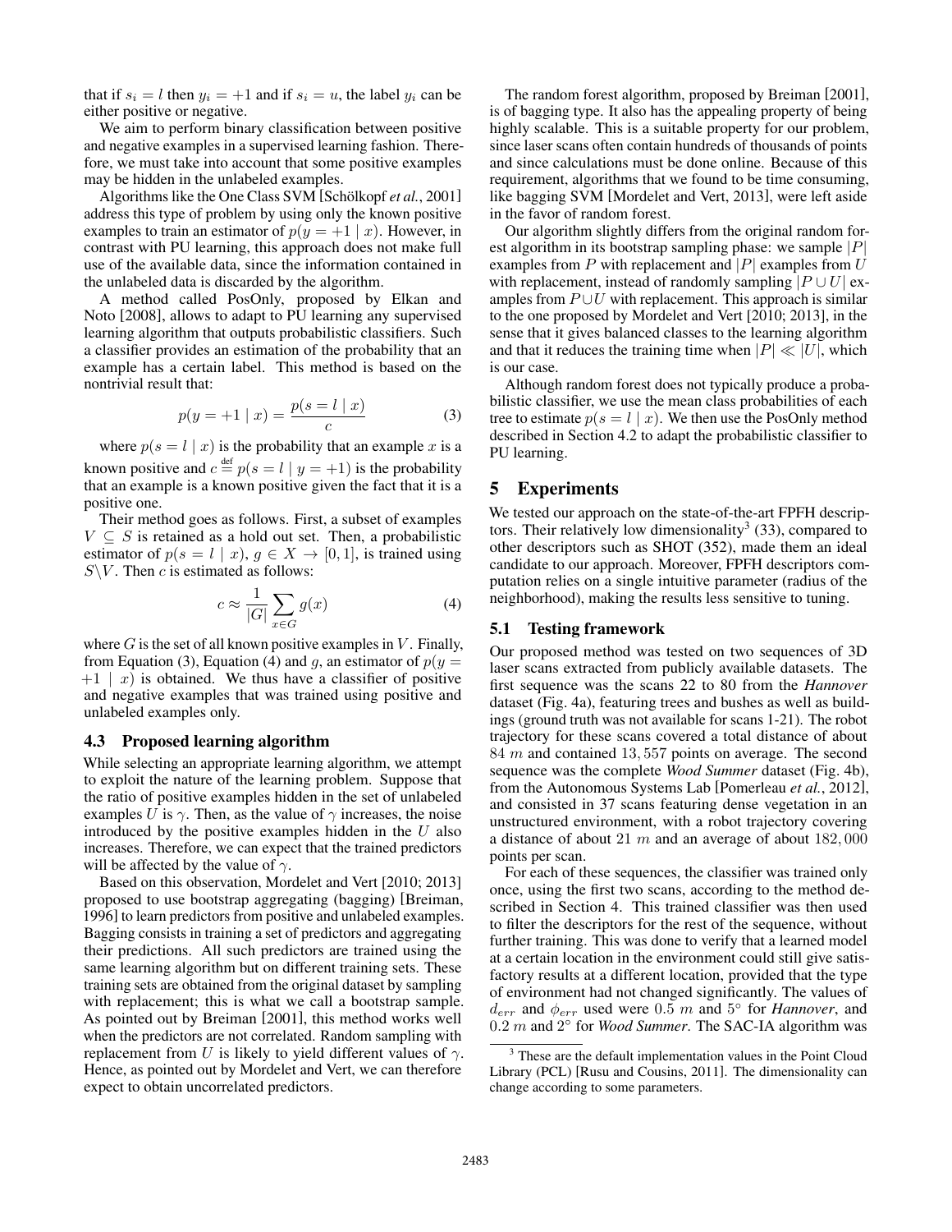that if $s_i = l$ then $y_i = +1$ and if $s_i = u$, the label $y_i$ can be either positive or negative.

We aim to perform binary classification between positive and negative examples in a supervised learning fashion. Therefore, we must take into account that some positive examples may be hidden in the unlabeled examples.

Algorithms like the One Class SVM [Schölkopf *et al.*, 2001] address this type of problem by using only the known positive examples to train an estimator of $p(y = +1 \mid x)$. However, in contrast with PU learning, this approach does not make full use of the available data, since the information contained in the unlabeled data is discarded by the algorithm.

A method called PosOnly, proposed by Elkan and Noto [2008], allows to adapt to PU learning any supervised learning algorithm that outputs probabilistic classifiers. Such a classifier provides an estimation of the probability that an example has a certain label. This method is based on the nontrivial result that:

$$p(y = +1 \mid x) = \frac{p(s = l \mid x)}{c} \tag{3}$$

where $p(s = l \mid x)$ is the probability that an example $x$ is a known positive and $c \overset{\text{def}}{=} p(s = l \mid y = +1)$ is the probability that an example is a known positive given the fact that it is a positive one.

Their method goes as follows. First, a subset of examples $V \subseteq S$ is retained as a hold out set. Then, a probabilistic estimator of $p(s = l \mid x)$, $g \in X \rightarrow [0, 1]$, is trained using $S \backslash V$. Then $c$ is estimated as follows:

$$c \approx \frac{1}{|G|} \sum_{x \in G} g(x) \tag{4}$$

where $G$ is the set of all known positive examples in $V$. Finally, from Equation (3), Equation (4) and $g$, an estimator of $p(y = +1 \mid x)$ is obtained. We thus have a classifier of positive and negative examples that was trained using positive and unlabeled examples only.

### 4.3 Proposed learning algorithm

While selecting an appropriate learning algorithm, we attempt to exploit the nature of the learning problem. Suppose that the ratio of positive examples hidden in the set of unlabeled examples $U$ is $\gamma$. Then, as the value of $\gamma$ increases, the noise introduced by the positive examples hidden in the $U$ also increases. Therefore, we can expect that the trained predictors will be affected by the value of $\gamma$.

Based on this observation, Mordelet and Vert [2010; 2013] proposed to use bootstrap aggregating (bagging) [Breiman, 1996] to learn predictors from positive and unlabeled examples. Bagging consists in training a set of predictors and aggregating their predictions. All such predictors are trained using the same learning algorithm but on different training sets. These training sets are obtained from the original dataset by sampling with replacement; this is what we call a bootstrap sample. As pointed out by Breiman [2001], this method works well when the predictors are not correlated. Random sampling with replacement from $U$ is likely to yield different values of $\gamma$. Hence, as pointed out by Mordelet and Vert, we can therefore expect to obtain uncorrelated predictors.

The random forest algorithm, proposed by Breiman [2001], is of bagging type. It also has the appealing property of being highly scalable. This is a suitable property for our problem, since laser scans often contain hundreds of thousands of points and since calculations must be done online. Because of this requirement, algorithms that we found to be time consuming, like bagging SVM [Mordelet and Vert, 2013], were left aside in the favor of random forest.

Our algorithm slightly differs from the original random forest algorithm in its bootstrap sampling phase: we sample $|P|$ examples from $P$ with replacement and $|P|$ examples from $U$ with replacement, instead of randomly sampling $|P \cup U|$ examples from $P \cup U$ with replacement. This approach is similar to the one proposed by Mordelet and Vert [2010; 2013], in the sense that it gives balanced classes to the learning algorithm and that it reduces the training time when $|P| \ll |U|$, which is our case.

Although random forest does not typically produce a probabilistic classifier, we use the mean class probabilities of each tree to estimate $p(s = l \mid x)$. We then use the PosOnly method described in Section 4.2 to adapt the probabilistic classifier to PU learning.

## 5 Experiments

We tested our approach on the state-of-the-art FPFH descriptors. Their relatively low dimensionality[3] (33), compared to other descriptors such as SHOT (352), made them an ideal candidate to our approach. Moreover, FPFH descriptors computation relies on a single intuitive parameter (radius of the neighborhood), making the results less sensitive to tuning.

### 5.1 Testing framework

Our proposed method was tested on two sequences of 3D laser scans extracted from publicly available datasets. The first sequence was the scans 22 to 80 from the *Hannover* dataset (Fig. 4a), featuring trees and bushes as well as buildings (ground truth was not available for scans 1-21). The robot trajectory for these scans covered a total distance of about $84\ m$ and contained $13,557$ points on average. The second sequence was the complete *Wood Summer* dataset (Fig. 4b), from the Autonomous Systems Lab [Pomerleau *et al.*, 2012], and consisted in 37 scans featuring dense vegetation in an unstructured environment, with a robot trajectory covering a distance of about $21\ m$ and an average of about $182,000$ points per scan.

For each of these sequences, the classifier was trained only once, using the first two scans, according to the method described in Section 4. This trained classifier was then used to filter the descriptors for the rest of the sequence, without further training. This was done to verify that a learned model at a certain location in the environment could still give satisfactory results at a different location, provided that the type of environment had not changed significantly. The values of $d_{err}$ and $\phi_{err}$ used were $0.5\ m$ and $5°$ for *Hannover*, and $0.2\ m$ and $2°$ for *Wood Summer*. The SAC-IA algorithm was

[3] These are the default implementation values in the Point Cloud Library (PCL) [Rusu and Cousins, 2011]. The dimensionality can change according to some parameters.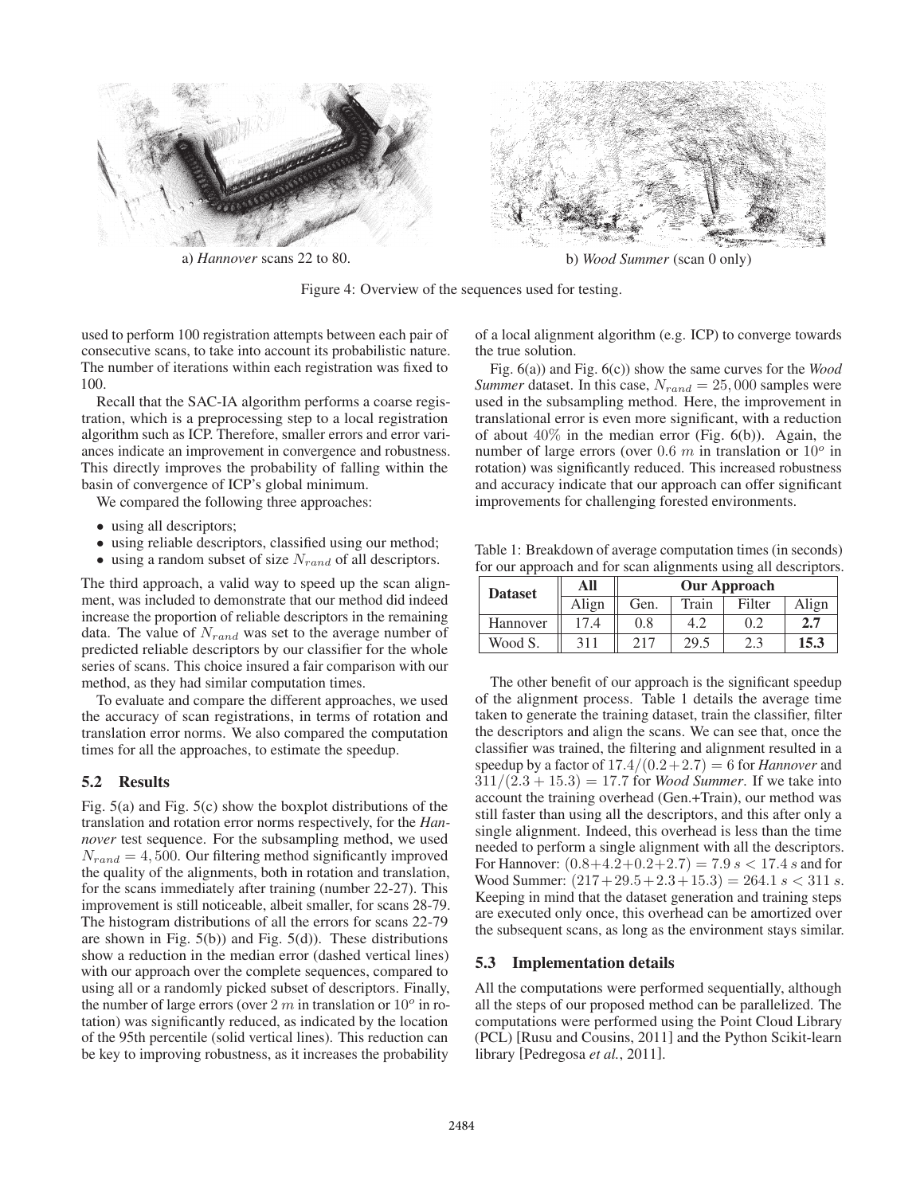a) *Hannover* scans 22 to 80.

b) *Wood Summer* (scan 0 only)

Figure 4: Overview of the sequences used for testing.

used to perform 100 registration attempts between each pair of consecutive scans, to take into account its probabilistic nature. The number of iterations within each registration was fixed to 100.

Recall that the SAC-IA algorithm performs a coarse registration, which is a preprocessing step to a local registration algorithm such as ICP. Therefore, smaller errors and error variances indicate an improvement in convergence and robustness. This directly improves the probability of falling within the basin of convergence of ICP's global minimum.

We compared the following three approaches:

- using all descriptors;
- using reliable descriptors, classified using our method;
- using a random subset of size $N_{rand}$ of all descriptors.

The third approach, a valid way to speed up the scan alignment, was included to demonstrate that our method did indeed increase the proportion of reliable descriptors in the remaining data. The value of $N_{rand}$ was set to the average number of predicted reliable descriptors by our classifier for the whole series of scans. This choice insured a fair comparison with our method, as they had similar computation times.

To evaluate and compare the different approaches, we used the accuracy of scan registrations, in terms of rotation and translation error norms. We also compared the computation times for all the approaches, to estimate the speedup.

## 5.2 Results

Fig. 5(a) and Fig. 5(c) show the boxplot distributions of the translation and rotation error norms respectively, for the *Hannover* test sequence. For the subsampling method, we used $N_{rand} = 4,500$. Our filtering method significantly improved the quality of the alignments, both in rotation and translation, for the scans immediately after training (number 22-27). This improvement is still noticeable, albeit smaller, for scans 28-79. The histogram distributions of all the errors for scans 22-79 are shown in Fig. 5(b)) and Fig. 5(d)). These distributions show a reduction in the median error (dashed vertical lines) with our approach over the complete sequences, compared to using all or a randomly picked subset of descriptors. Finally, the number of large errors (over $2\ m$ in translation or $10^o$ in rotation) was significantly reduced, as indicated by the location of the 95th percentile (solid vertical lines). This reduction can be key to improving robustness, as it increases the probability of a local alignment algorithm (e.g. ICP) to converge towards the true solution.

Fig. 6(a)) and Fig. 6(c)) show the same curves for the *Wood Summer* dataset. In this case, $N_{rand} = 25,000$ samples were used in the subsampling method. Here, the improvement in translational error is even more significant, with a reduction of about $40\%$ in the median error (Fig. 6(b)). Again, the number of large errors (over $0.6\ m$ in translation or $10^o$ in rotation) was significantly reduced. This increased robustness and accuracy indicate that our approach can offer significant improvements for challenging forested environments.

Table 1: Breakdown of average computation times (in seconds) for our approach and for scan alignments using all descriptors.

| Dataset | All | Our Approach | | | |
|---|---|---|---|---|---|
| | Align | Gen. | Train | Filter | Align |
| Hannover | 17.4 | 0.8 | 4.2 | 0.2 | **2.7** |
| Wood S. | 311 | 217 | 29.5 | 2.3 | **15.3** |

The other benefit of our approach is the significant speedup of the alignment process. Table 1 details the average time taken to generate the training dataset, train the classifier, filter the descriptors and align the scans. We can see that, once the classifier was trained, the filtering and alignment resulted in a speedup by a factor of $17.4/(0.2+2.7) = 6$ for *Hannover* and $311/(2.3 + 15.3) = 17.7$ for *Wood Summer*. If we take into account the training overhead (Gen.+Train), our method was still faster than using all the descriptors, and this after only a single alignment. Indeed, this overhead is less than the time needed to perform a single alignment with all the descriptors. For Hannover: $(0.8+4.2+0.2+2.7) = 7.9\ s < 17.4\ s$ and for Wood Summer: $(217+29.5+2.3+15.3) = 264.1\ s < 311\ s$. Keeping in mind that the dataset generation and training steps are executed only once, this overhead can be amortized over the subsequent scans, as long as the environment stays similar.

## 5.3 Implementation details

All the computations were performed sequentially, although all the steps of our proposed method can be parallelized. The computations were performed using the Point Cloud Library (PCL) [Rusu and Cousins, 2011] and the Python Scikit-learn library [Pedregosa *et al.*, 2011].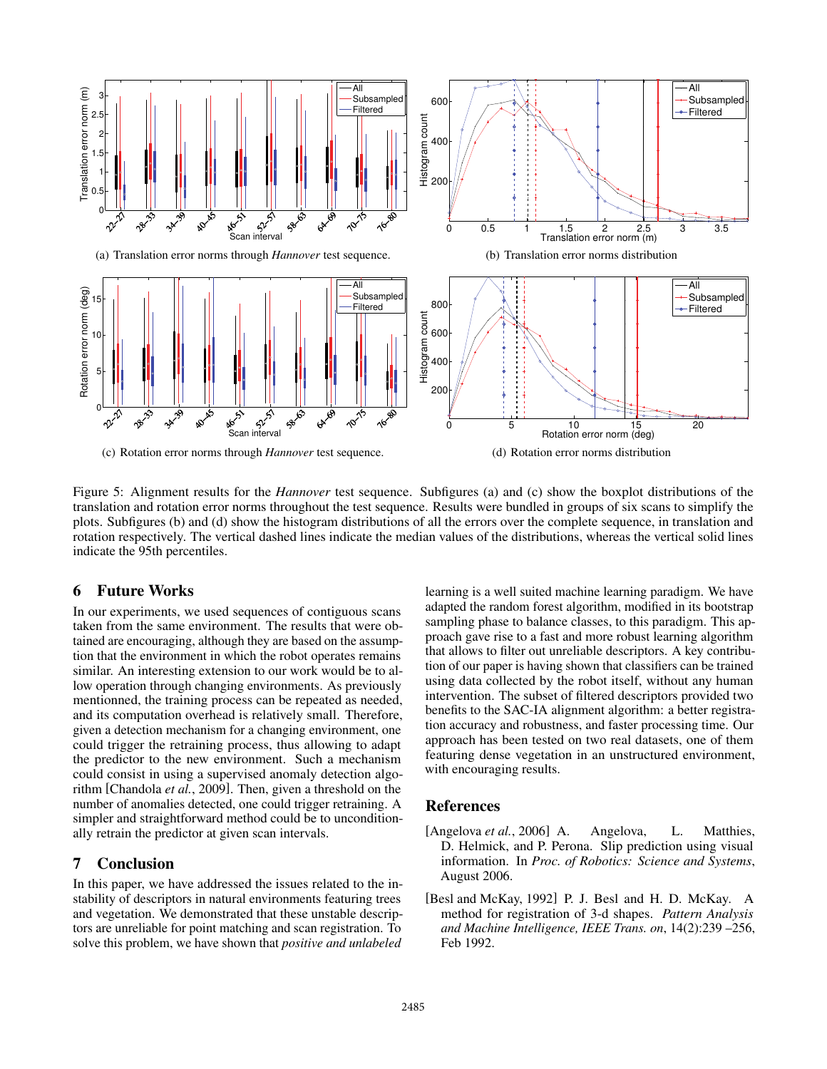(a) Translation error norms through *Hannover* test sequence.

(b) Translation error norms distribution

(c) Rotation error norms through *Hannover* test sequence.

(d) Rotation error norms distribution

Figure 5: Alignment results for the *Hannover* test sequence. Subfigures (a) and (c) show the boxplot distributions of the translation and rotation error norms throughout the test sequence. Results were bundled in groups of six scans to simplify the plots. Subfigures (b) and (d) show the histogram distributions of all the errors over the complete sequence, in translation and rotation respectively. The vertical dashed lines indicate the median values of the distributions, whereas the vertical solid lines indicate the 95th percentiles.

## 6 Future Works

In our experiments, we used sequences of contiguous scans taken from the same environment. The results that were obtained are encouraging, although they are based on the assumption that the environment in which the robot operates remains similar. An interesting extension to our work would be to allow operation through changing environments. As previously mentionned, the training process can be repeated as needed, and its computation overhead is relatively small. Therefore, given a detection mechanism for a changing environment, one could trigger the retraining process, thus allowing to adapt the predictor to the new environment. Such a mechanism could consist in using a supervised anomaly detection algorithm [Chandola *et al.*, 2009]. Then, given a threshold on the number of anomalies detected, one could trigger retraining. A simpler and straightforward method could be to unconditionally retrain the predictor at given scan intervals.

## 7 Conclusion

In this paper, we have addressed the issues related to the instability of descriptors in natural environments featuring trees and vegetation. We demonstrated that these unstable descriptors are unreliable for point matching and scan registration. To solve this problem, we have shown that *positive and unlabeled learning* is a well suited machine learning paradigm. We have adapted the random forest algorithm, modified in its bootstrap sampling phase to balance classes, to this paradigm. This approach gave rise to a fast and more robust learning algorithm that allows to filter out unreliable descriptors. A key contribution of our paper is having shown that classifiers can be trained using data collected by the robot itself, without any human intervention. The subset of filtered descriptors provided two benefits to the SAC-IA alignment algorithm: a better registration accuracy and robustness, and faster processing time. Our approach has been tested on two real datasets, one of them featuring dense vegetation in an unstructured environment, with encouraging results.

## References

[Angelova *et al.*, 2006] A. Angelova, L. Matthies, D. Helmick, and P. Perona. Slip prediction using visual information. In *Proc. of Robotics: Science and Systems*, August 2006.

[Besl and McKay, 1992] P. J. Besl and H. D. McKay. A method for registration of 3-d shapes. *Pattern Analysis and Machine Intelligence, IEEE Trans. on*, 14(2):239 –256, Feb 1992.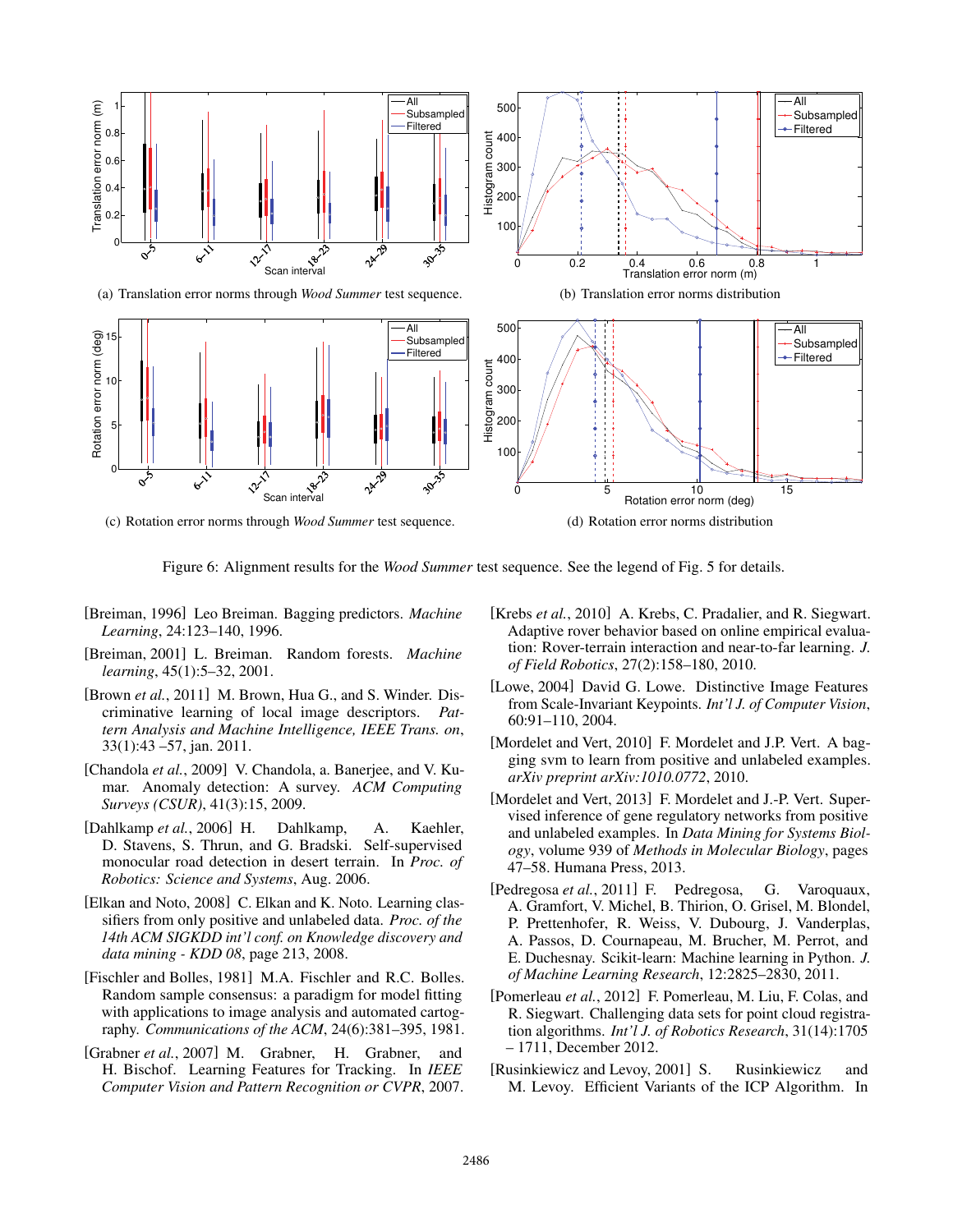(a) Translation error norms through *Wood Summer* test sequence.

(b) Translation error norms distribution

(c) Rotation error norms through *Wood Summer* test sequence.

(d) Rotation error norms distribution

Figure 6: Alignment results for the *Wood Summer* test sequence. See the legend of Fig. 5 for details.

[Breiman, 1996] Leo Breiman. Bagging predictors. *Machine Learning*, 24:123–140, 1996.

[Breiman, 2001] L. Breiman. Random forests. *Machine learning*, 45(1):5–32, 2001.

[Brown *et al.*, 2011] M. Brown, Hua G., and S. Winder. Discriminative learning of local image descriptors. *Pattern Analysis and Machine Intelligence, IEEE Trans. on*, 33(1):43 –57, jan. 2011.

[Chandola *et al.*, 2009] V. Chandola, a. Banerjee, and V. Kumar. Anomaly detection: A survey. *ACM Computing Surveys (CSUR)*, 41(3):15, 2009.

[Dahlkamp *et al.*, 2006] H. Dahlkamp, A. Kaehler, D. Stavens, S. Thrun, and G. Bradski. Self-supervised monocular road detection in desert terrain. In *Proc. of Robotics: Science and Systems*, Aug. 2006.

[Elkan and Noto, 2008] C. Elkan and K. Noto. Learning classifiers from only positive and unlabeled data. *Proc. of the 14th ACM SIGKDD int'l conf. on Knowledge discovery and data mining - KDD 08*, page 213, 2008.

[Fischler and Bolles, 1981] M.A. Fischler and R.C. Bolles. Random sample consensus: a paradigm for model fitting with applications to image analysis and automated cartography. *Communications of the ACM*, 24(6):381–395, 1981.

[Grabner *et al.*, 2007] M. Grabner, H. Grabner, and H. Bischof. Learning Features for Tracking. In *IEEE Computer Vision and Pattern Recognition or CVPR*, 2007.

[Krebs *et al.*, 2010] A. Krebs, C. Pradalier, and R. Siegwart. Adaptive rover behavior based on online empirical evaluation: Rover-terrain interaction and near-to-far learning. *J. of Field Robotics*, 27(2):158–180, 2010.

[Lowe, 2004] David G. Lowe. Distinctive Image Features from Scale-Invariant Keypoints. *Int'l J. of Computer Vision*, 60:91–110, 2004.

[Mordelet and Vert, 2010] F. Mordelet and J.P. Vert. A bagging svm to learn from positive and unlabeled examples. *arXiv preprint arXiv:1010.0772*, 2010.

[Mordelet and Vert, 2013] F. Mordelet and J.-P. Vert. Supervised inference of gene regulatory networks from positive and unlabeled examples. In *Data Mining for Systems Biology*, volume 939 of *Methods in Molecular Biology*, pages 47–58. Humana Press, 2013.

[Pedregosa *et al.*, 2011] F. Pedregosa, G. Varoquaux, A. Gramfort, V. Michel, B. Thirion, O. Grisel, M. Blondel, P. Prettenhofer, R. Weiss, V. Dubourg, J. Vanderplas, A. Passos, D. Cournapeau, M. Brucher, M. Perrot, and E. Duchesnay. Scikit-learn: Machine learning in Python. *J. of Machine Learning Research*, 12:2825–2830, 2011.

[Pomerleau *et al.*, 2012] F. Pomerleau, M. Liu, F. Colas, and R. Siegwart. Challenging data sets for point cloud registration algorithms. *Int'l J. of Robotics Research*, 31(14):1705 – 1711, December 2012.

[Rusinkiewicz and Levoy, 2001] S. Rusinkiewicz and M. Levoy. Efficient Variants of the ICP Algorithm. In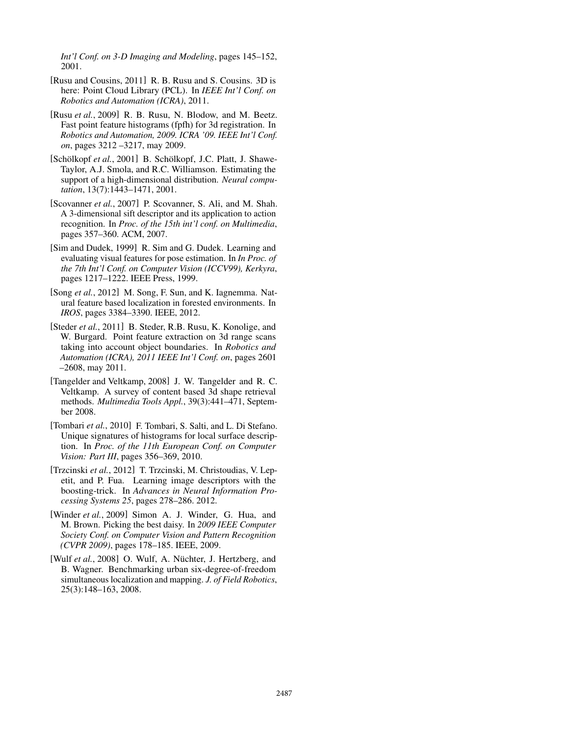*Int'l Conf. on 3-D Imaging and Modeling*, pages 145–152, 2001.

[Rusu and Cousins, 2011] R. B. Rusu and S. Cousins. 3D is here: Point Cloud Library (PCL). In *IEEE Int'l Conf. on Robotics and Automation (ICRA)*, 2011.

[Rusu *et al.*, 2009] R. B. Rusu, N. Blodow, and M. Beetz. Fast point feature histograms (fpfh) for 3d registration. In *Robotics and Automation, 2009. ICRA '09. IEEE Int'l Conf. on*, pages 3212 –3217, may 2009.

[Schölkopf *et al.*, 2001] B. Schölkopf, J.C. Platt, J. Shawe-Taylor, A.J. Smola, and R.C. Williamson. Estimating the support of a high-dimensional distribution. *Neural computation*, 13(7):1443–1471, 2001.

[Scovanner *et al.*, 2007] P. Scovanner, S. Ali, and M. Shah. A 3-dimensional sift descriptor and its application to action recognition. In *Proc. of the 15th int'l conf. on Multimedia*, pages 357–360. ACM, 2007.

[Sim and Dudek, 1999] R. Sim and G. Dudek. Learning and evaluating visual features for pose estimation. In *In Proc. of the 7th Int'l Conf. on Computer Vision (ICCV99), Kerkyra*, pages 1217–1222. IEEE Press, 1999.

[Song *et al.*, 2012] M. Song, F. Sun, and K. Iagnemma. Natural feature based localization in forested environments. In *IROS*, pages 3384–3390. IEEE, 2012.

[Steder *et al.*, 2011] B. Steder, R.B. Rusu, K. Konolige, and W. Burgard. Point feature extraction on 3d range scans taking into account object boundaries. In *Robotics and Automation (ICRA), 2011 IEEE Int'l Conf. on*, pages 2601 –2608, may 2011.

[Tangelder and Veltkamp, 2008] J. W. Tangelder and R. C. Veltkamp. A survey of content based 3d shape retrieval methods. *Multimedia Tools Appl.*, 39(3):441–471, September 2008.

[Tombari *et al.*, 2010] F. Tombari, S. Salti, and L. Di Stefano. Unique signatures of histograms for local surface description. In *Proc. of the 11th European Conf. on Computer Vision: Part III*, pages 356–369, 2010.

[Trzcinski *et al.*, 2012] T. Trzcinski, M. Christoudias, V. Lepetit, and P. Fua. Learning image descriptors with the boosting-trick. In *Advances in Neural Information Processing Systems 25*, pages 278–286. 2012.

[Winder *et al.*, 2009] Simon A. J. Winder, G. Hua, and M. Brown. Picking the best daisy. In *2009 IEEE Computer Society Conf. on Computer Vision and Pattern Recognition (CVPR 2009)*, pages 178–185. IEEE, 2009.

[Wulf *et al.*, 2008] O. Wulf, A. Nüchter, J. Hertzberg, and B. Wagner. Benchmarking urban six-degree-of-freedom simultaneous localization and mapping. *J. of Field Robotics*, 25(3):148–163, 2008.